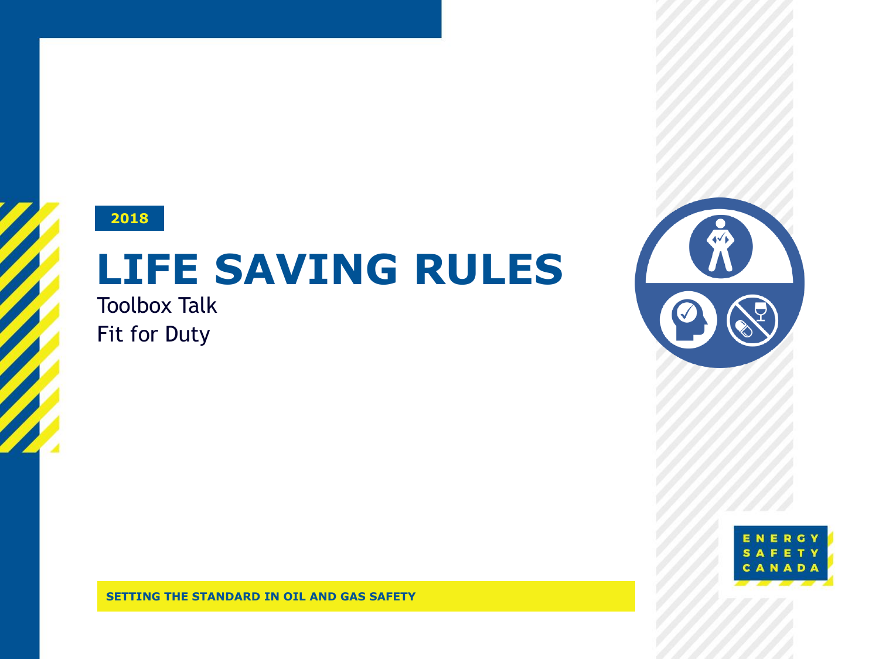2018

# LIFE SAVING RULES

Toolbox Talk

Fit for Duty

ENERGY SAFETY CANADA

**SETTING THE STANDARD IN OIL AND GAS SAFETY**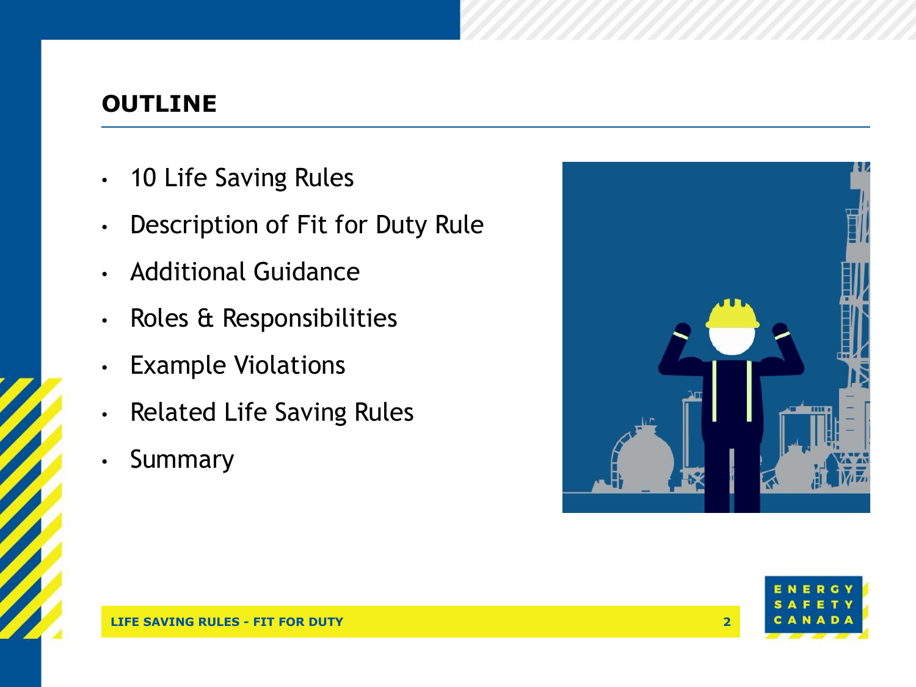## OUTLINE

- 10 Life Saving Rules
- Description of Fit for Duty Rule
- Additional Guidance
- Roles & Responsibilities
- Example Violations
- Related Life Saving Rules
- Summary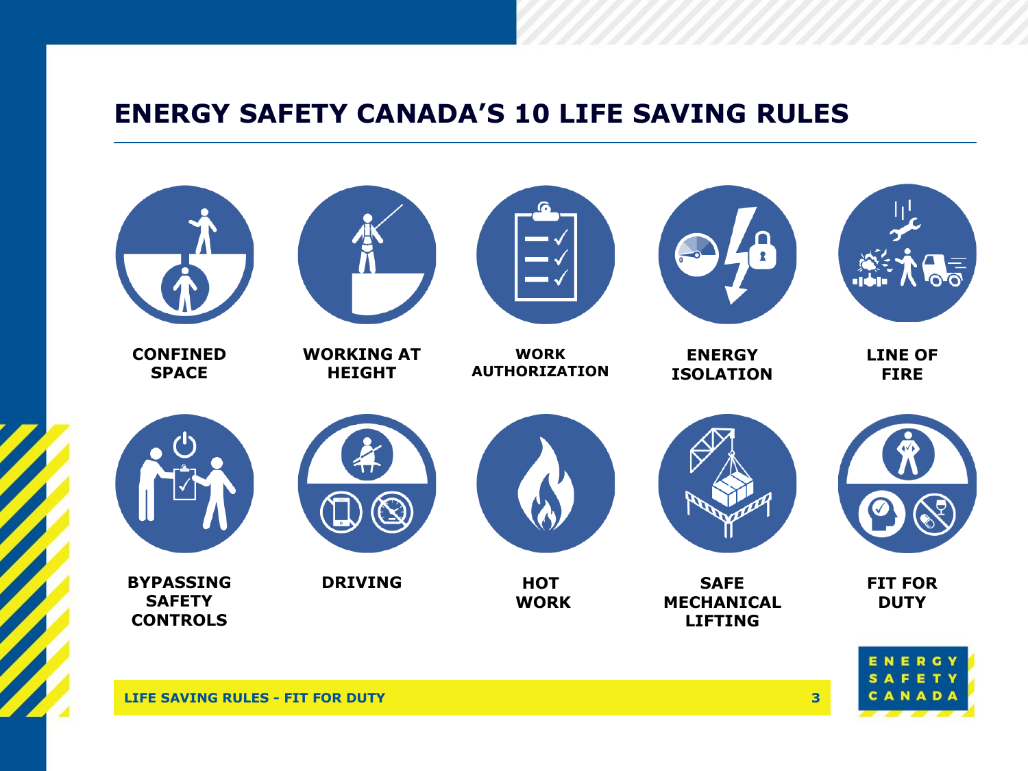# ENERGY SAFETY CANADA'S 10 LIFE SAVING RULES

- CONFINED SPACE
- WORKING AT HEIGHT
- WORK AUTHORIZATION
- ENERGY ISOLATION
- LINE OF FIRE
- BYPASSING SAFETY CONTROLS
- DRIVING
- HOT WORK
- SAFE MECHANICAL LIFTING
- FIT FOR DUTY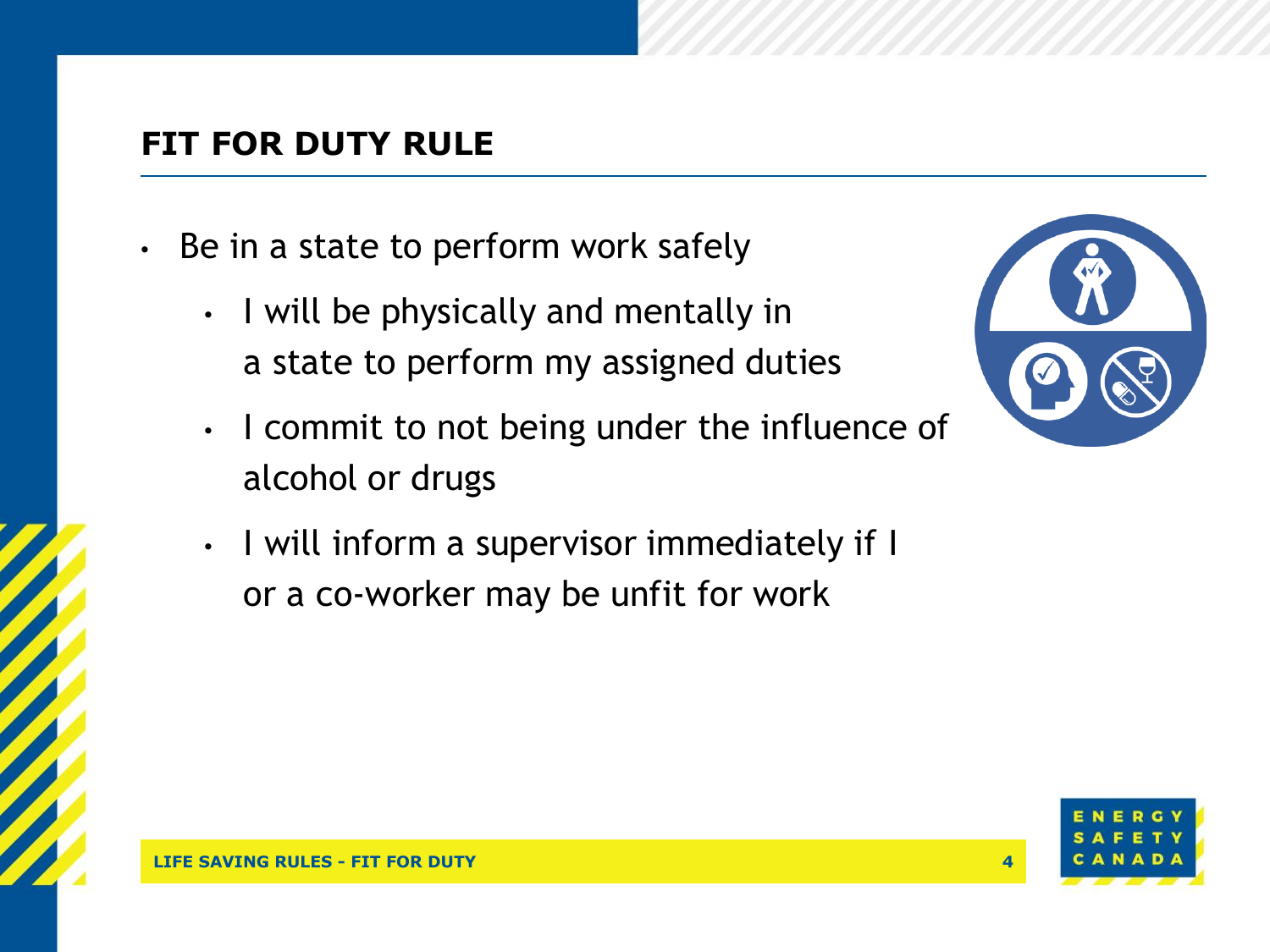## FIT FOR DUTY RULE

- Be in a state to perform work safely
  - I will be physically and mentally in a state to perform my assigned duties
  - I commit to not being under the influence of alcohol or drugs
  - I will inform a supervisor immediately if I or a co-worker may be unfit for work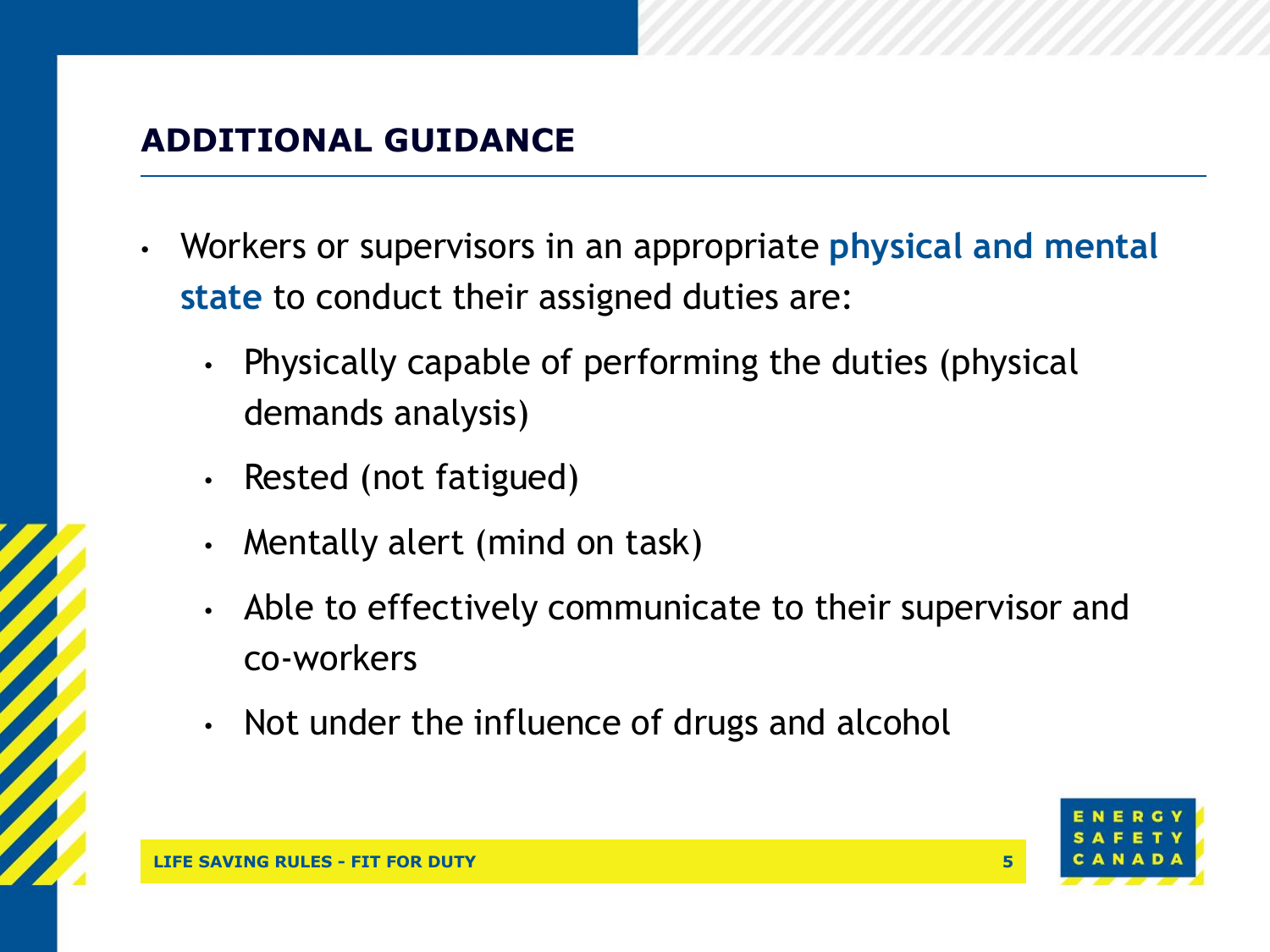## ADDITIONAL GUIDANCE

- Workers or supervisors in an appropriate **physical and mental state** to conduct their assigned duties are:
  - Physically capable of performing the duties (physical demands analysis)
  - Rested (not fatigued)
  - Mentally alert (mind on task)
  - Able to effectively communicate to their supervisor and co-workers
  - Not under the influence of drugs and alcohol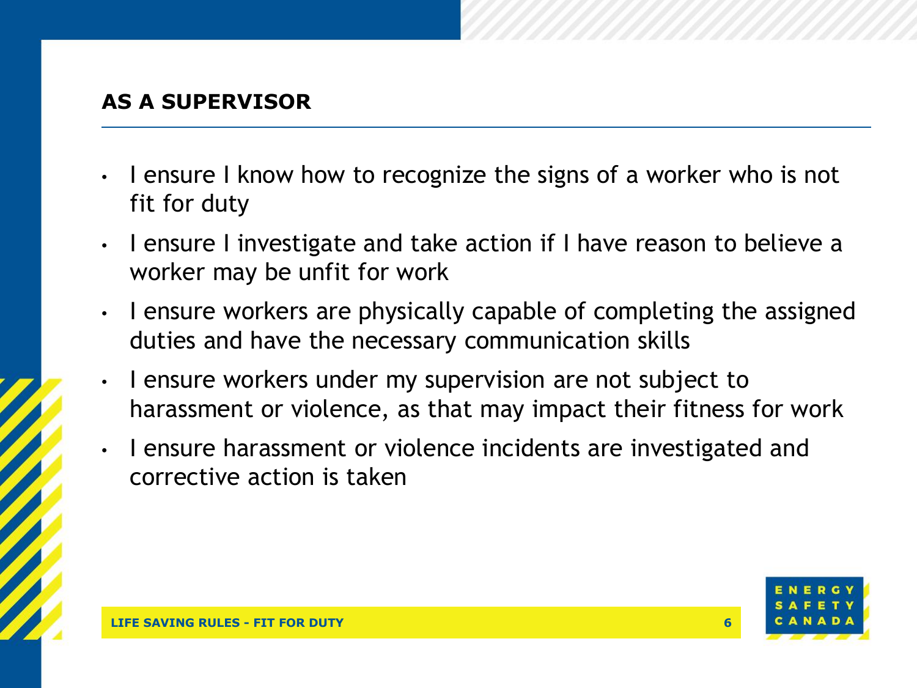## AS A SUPERVISOR

- I ensure I know how to recognize the signs of a worker who is not fit for duty
- I ensure I investigate and take action if I have reason to believe a worker may be unfit for work
- I ensure workers are physically capable of completing the assigned duties and have the necessary communication skills
- I ensure workers under my supervision are not subject to harassment or violence, as that may impact their fitness for work
- I ensure harassment or violence incidents are investigated and corrective action is taken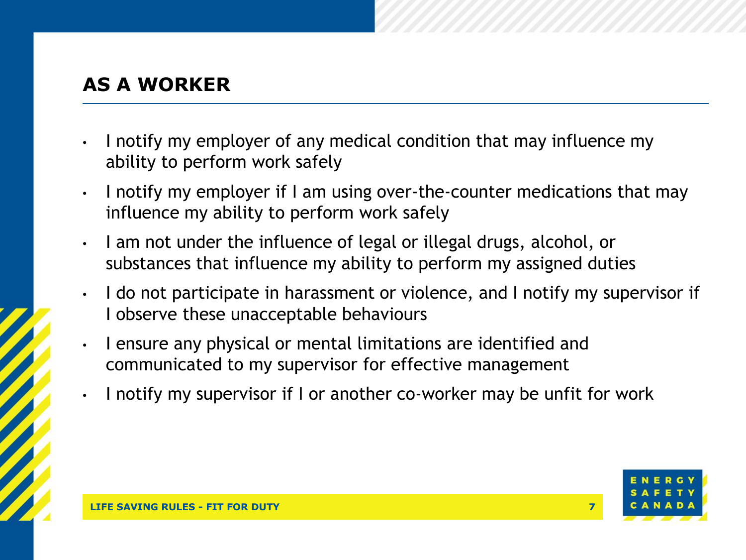## AS A WORKER

- I notify my employer of any medical condition that may influence my ability to perform work safely
- I notify my employer if I am using over-the-counter medications that may influence my ability to perform work safely
- I am not under the influence of legal or illegal drugs, alcohol, or substances that influence my ability to perform my assigned duties
- I do not participate in harassment or violence, and I notify my supervisor if I observe these unacceptable behaviours
- I ensure any physical or mental limitations are identified and communicated to my supervisor for effective management
- I notify my supervisor if I or another co-worker may be unfit for work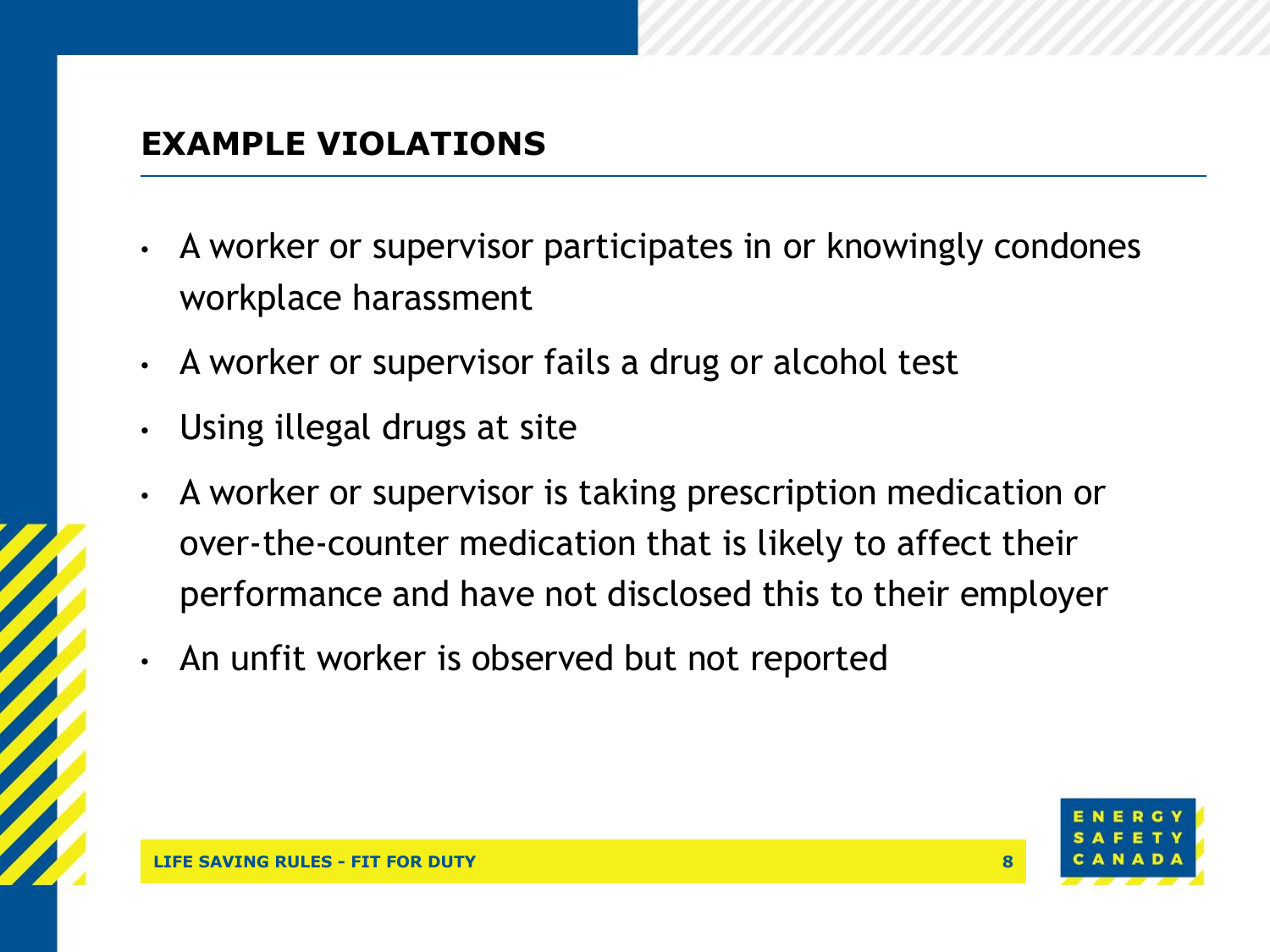## EXAMPLE VIOLATIONS

- A worker or supervisor participates in or knowingly condones workplace harassment
- A worker or supervisor fails a drug or alcohol test
- Using illegal drugs at site
- A worker or supervisor is taking prescription medication or over-the-counter medication that is likely to affect their performance and have not disclosed this to their employer
- An unfit worker is observed but not reported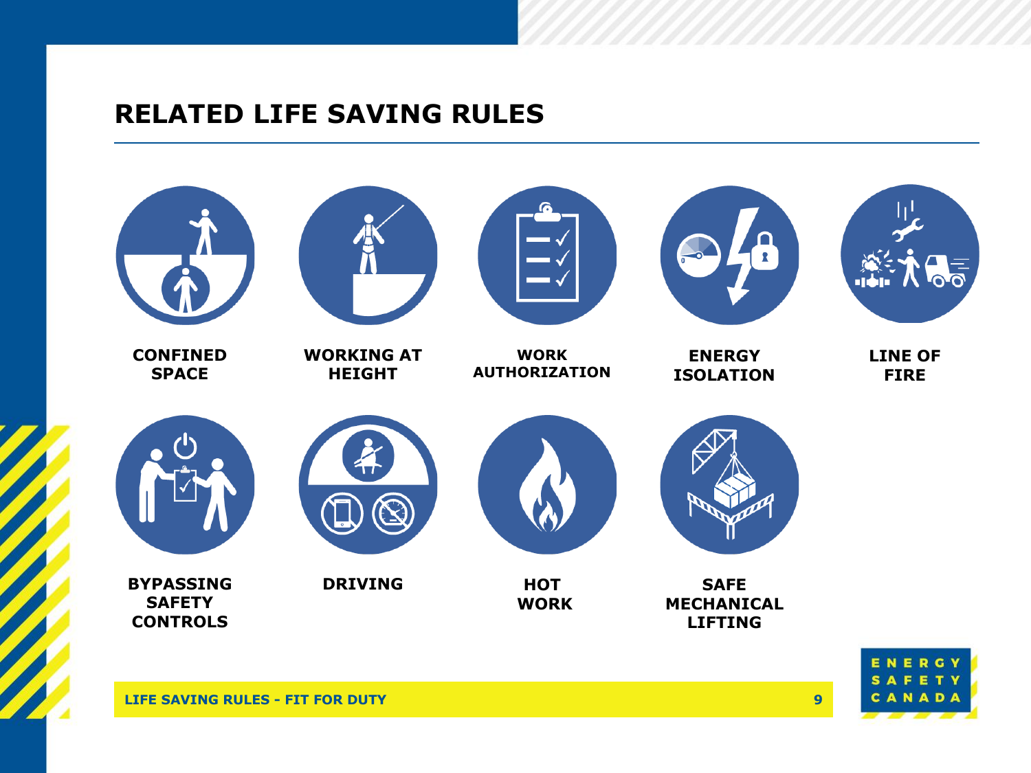# RELATED LIFE SAVING RULES

- **CONFINED SPACE**
- **WORKING AT HEIGHT**
- **WORK AUTHORIZATION**
- **ENERGY ISOLATION**
- **LINE OF FIRE**
- **BYPASSING SAFETY CONTROLS**
- **DRIVING**
- **HOT WORK**
- **SAFE MECHANICAL LIFTING**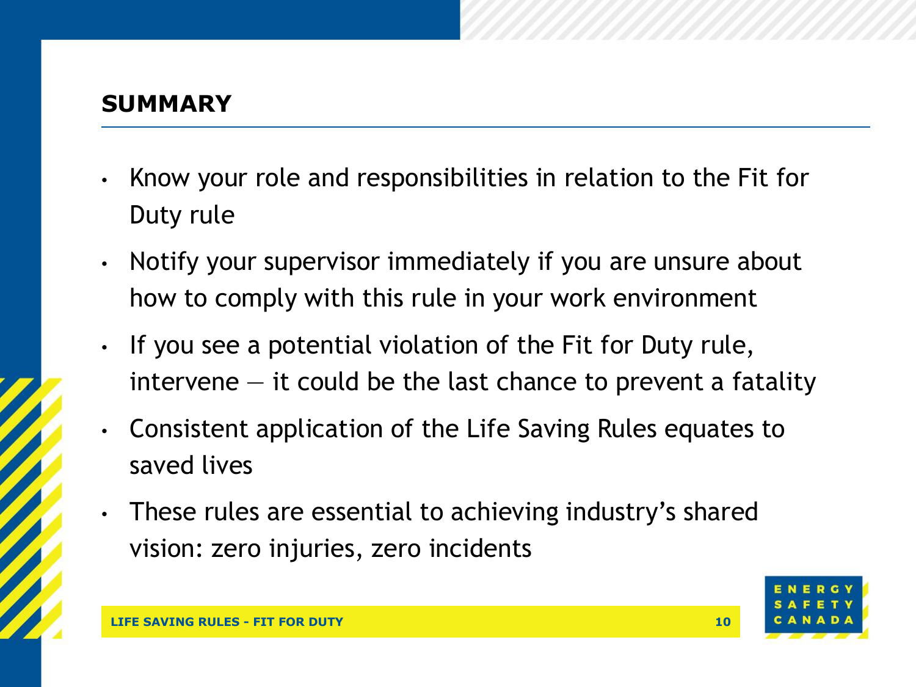## SUMMARY

- Know your role and responsibilities in relation to the Fit for Duty rule
- Notify your supervisor immediately if you are unsure about how to comply with this rule in your work environment
- If you see a potential violation of the Fit for Duty rule, intervene — it could be the last chance to prevent a fatality
- Consistent application of the Life Saving Rules equates to saved lives
- These rules are essential to achieving industry's shared vision: zero injuries, zero incidents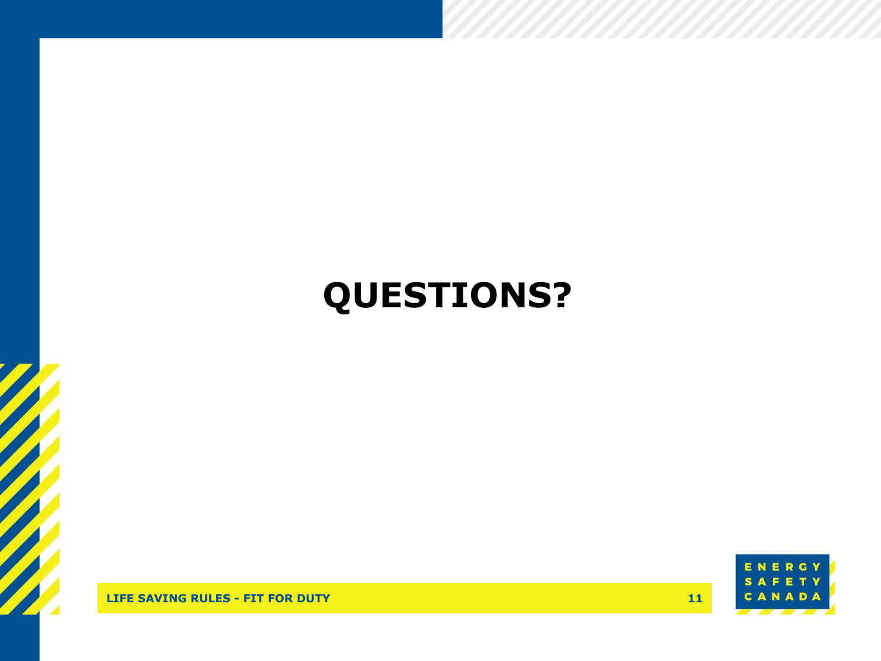# QUESTIONS?